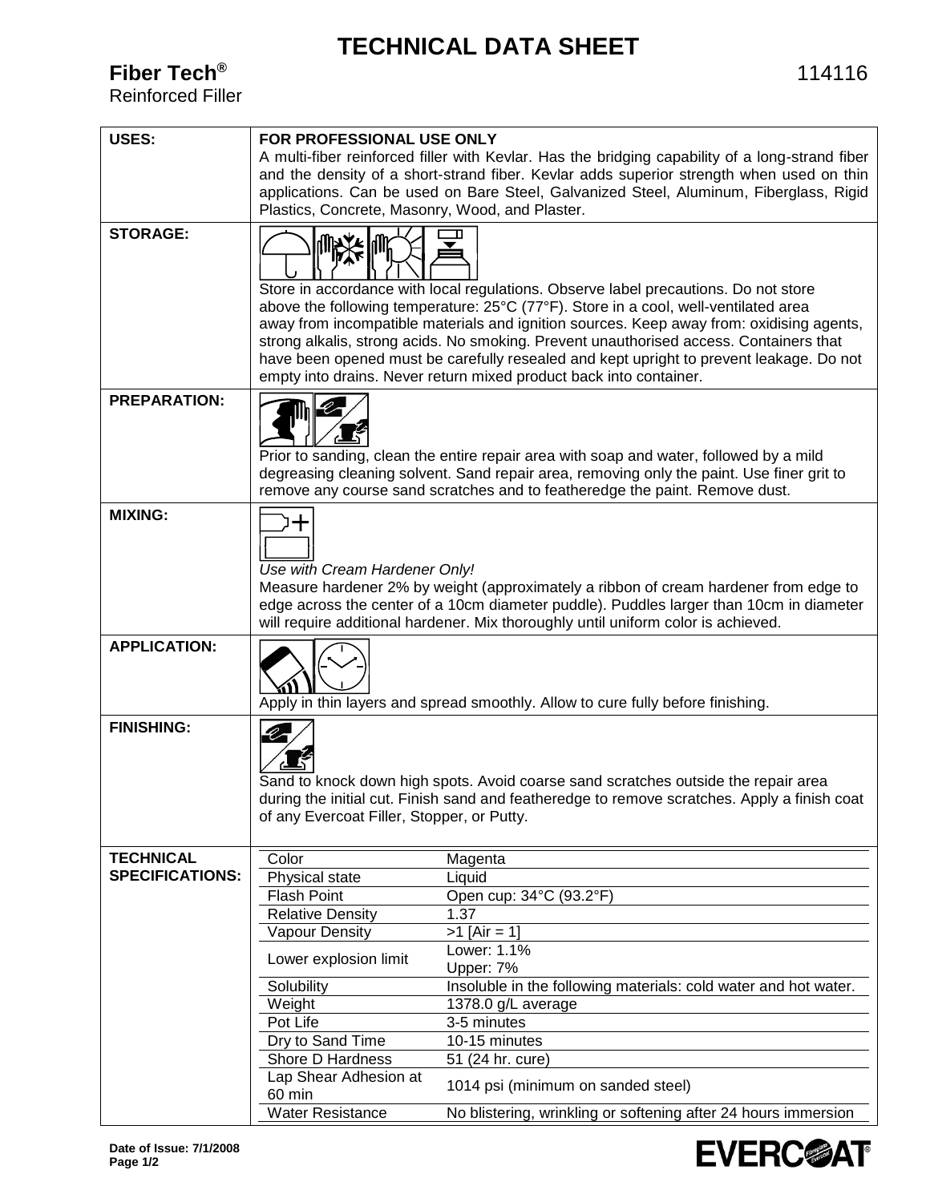# TECHNICAL DATA SHEET

**Fiber Tech®** 114116

Reinforced Filler

| | |
|---|---|
| **USES:** | **FOR PROFESSIONAL USE ONLY**<br>A multi-fiber reinforced filler with Kevlar. Has the bridging capability of a long-strand fiber and the density of a short-strand fiber. Kevlar adds superior strength when used on thin applications. Can be used on Bare Steel, Galvanized Steel, Aluminum, Fiberglass, Rigid Plastics, Concrete, Masonry, Wood, and Plaster. |
| **STORAGE:** | Store in accordance with local regulations. Observe label precautions. Do not store above the following temperature: 25°C (77°F). Store in a cool, well-ventilated area away from incompatible materials and ignition sources. Keep away from: oxidising agents, strong alkalis, strong acids. No smoking. Prevent unauthorised access. Containers that have been opened must be carefully resealed and kept upright to prevent leakage. Do not empty into drains. Never return mixed product back into container. |
| **PREPARATION:** | Prior to sanding, clean the entire repair area with soap and water, followed by a mild degreasing cleaning solvent. Sand repair area, removing only the paint. Use finer grit to remove any course sand scratches and to featheredge the paint. Remove dust. |
| **MIXING:** | *Use with Cream Hardener Only!*<br>Measure hardener 2% by weight (approximately a ribbon of cream hardener from edge to edge across the center of a 10cm diameter puddle). Puddles larger than 10cm in diameter will require additional hardener. Mix thoroughly until uniform color is achieved. |
| **APPLICATION:** | Apply in thin layers and spread smoothly. Allow to cure fully before finishing. |
| **FINISHING:** | Sand to knock down high spots. Avoid coarse sand scratches outside the repair area during the initial cut. Finish sand and featheredge to remove scratches. Apply a finish coat of any Evercoat Filler, Stopper, or Putty. |

**TECHNICAL SPECIFICATIONS:**

| Property | Value |
|---|---|
| Color | Magenta |
| Physical state | Liquid |
| Flash Point | Open cup: 34°C (93.2°F) |
| Relative Density | 1.37 |
| Vapour Density | >1 [Air = 1] |
| Lower explosion limit | Lower: 1.1%<br>Upper: 7% |
| Solubility | Insoluble in the following materials: cold water and hot water. |
| Weight | 1378.0 g/L average |
| Pot Life | 3-5 minutes |
| Dry to Sand Time | 10-15 minutes |
| Shore D Hardness | 51 (24 hr. cure) |
| Lap Shear Adhesion at 60 min | 1014 psi (minimum on sanded steel) |
| Water Resistance | No blistering, wrinkling or softening after 24 hours immersion |

**Date of Issue: 7/1/2008**

EVERCOAT®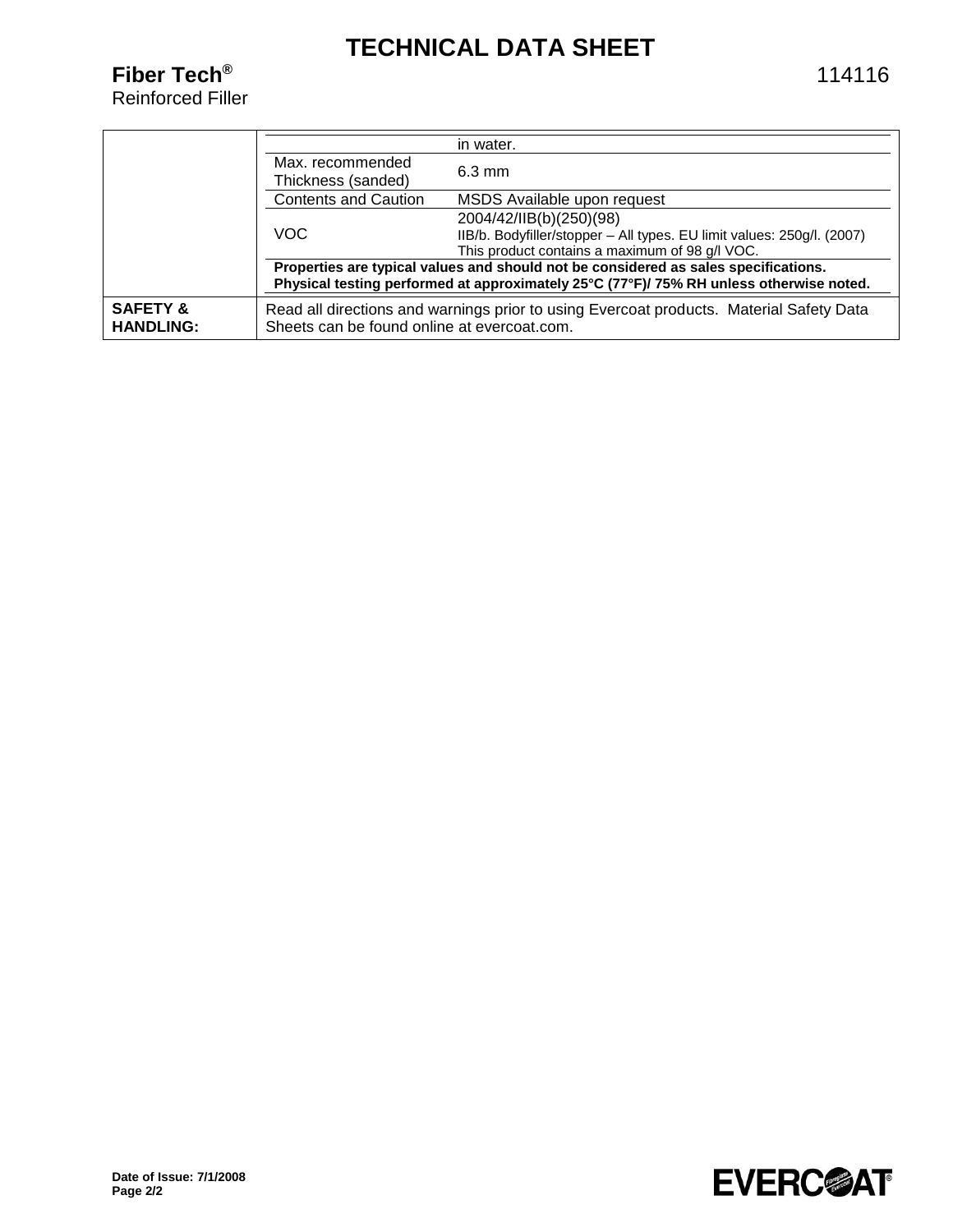| | | |
|---|---|---|
| | | in water. |
| | Max. recommended Thickness (sanded) | 6.3 mm |
| | Contents and Caution | MSDS Available upon request |
| | VOC | 2004/42/IIB(b)(250)(98)<br>IIB/b. Bodyfiller/stopper – All types. EU limit values: 250g/l. (2007)<br>This product contains a maximum of 98 g/l VOC. |
| | **Properties are typical values and should not be considered as sales specifications. Physical testing performed at approximately 25°C (77°F)/ 75% RH unless otherwise noted.** | |
| **SAFETY & HANDLING:** | Read all directions and warnings prior to using Evercoat products. Material Safety Data Sheets can be found online at evercoat.com. | |

**Date of Issue: 7/1/2008**